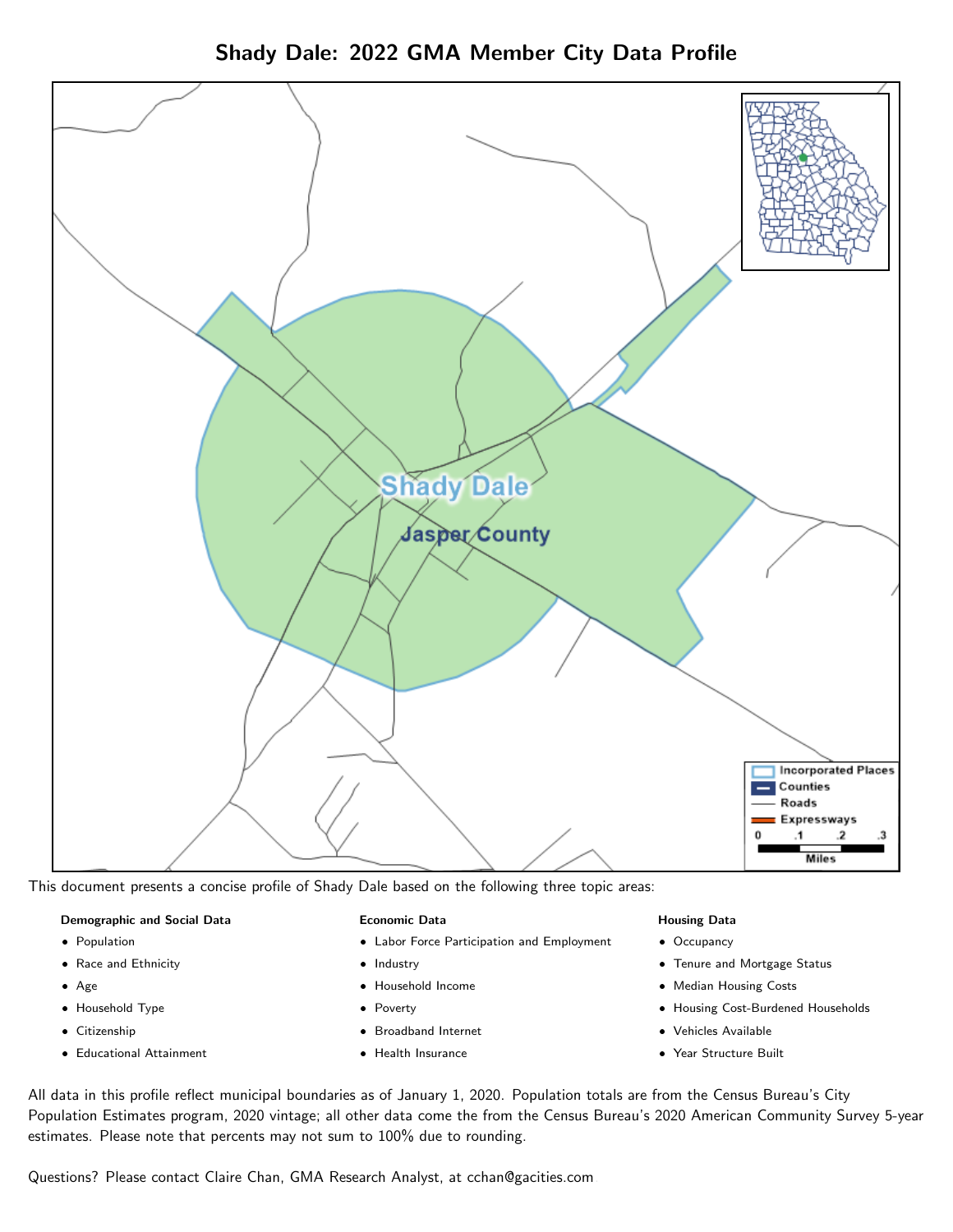# Shady Dale: 2022 GMA Member City Data Profile

This document presents a concise profile of Shady Dale based on the following three topic areas:

**Demographic and Social Data**

- Population
- Race and Ethnicity
- Age
- Household Type
- Citizenship
- Educational Attainment

**Economic Data**

- Labor Force Participation and Employment
- Industry
- Household Income
- Poverty
- Broadband Internet
- Health Insurance

**Housing Data**

- Occupancy
- Tenure and Mortgage Status
- Median Housing Costs
- Housing Cost-Burdened Households
- Vehicles Available
- Year Structure Built

All data in this profile reflect municipal boundaries as of January 1, 2020. Population totals are from the Census Bureau's City Population Estimates program, 2020 vintage; all other data come the from the Census Bureau's 2020 American Community Survey 5-year estimates. Please note that percents may not sum to 100% due to rounding.

Questions? Please contact Claire Chan, GMA Research Analyst, at cchan@gacities.com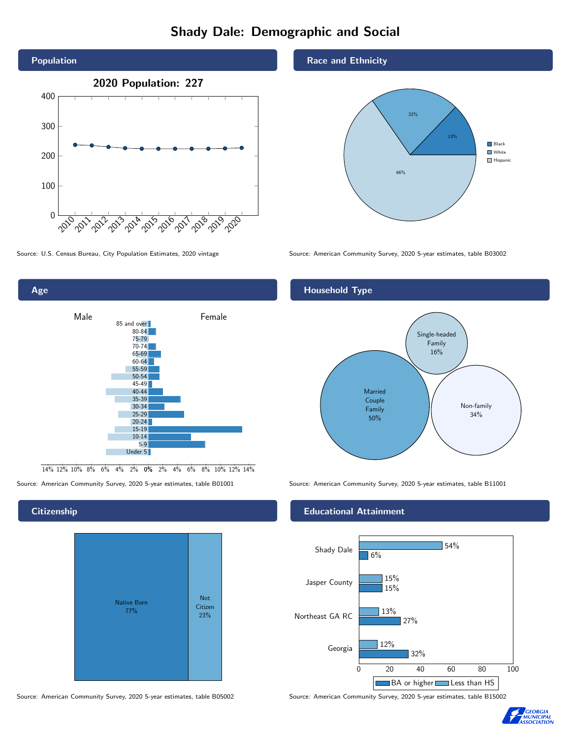# Shady Dale: Demographic and Social

## Population

**2020 Population: 227**

Source: U.S. Census Bureau, City Population Estimates, 2020 vintage

## Race and Ethnicity

| Group | Share |
| --- | --- |
| Black | 13% |
| White | 22% |
| Hispanic | 66% |

Source: American Community Survey, 2020 5-year estimates, table B03002

## Age

Male / Female

Age groups: 85 and over, 80-84, 75-79, 70-74, 65-69, 60-64, 55-59, 50-54, 45-49, 40-44, 35-39, 30-34, 25-29, 20-24, 15-19, 10-14, 5-9, Under 5

Source: American Community Survey, 2020 5-year estimates, table B01001

## Household Type

| Household Type | Share |
| --- | --- |
| Married Couple Family | 50% |
| Single-headed Family | 16% |
| Non-family | 34% |

Source: American Community Survey, 2020 5-year estimates, table B11001

## Citizenship

| Status | Share |
| --- | --- |
| Native Born | 77% |
| Not Citizen | 23% |

Source: American Community Survey, 2020 5-year estimates, table B05002

## Educational Attainment

| Area | Less than HS | BA or higher |
| --- | --- | --- |
| Shady Dale | 54% | 6% |
| Jasper County | 15% | 15% |
| Northeast GA RC | 13% | 27% |
| Georgia | 12% | 32% |

Source: American Community Survey, 2020 5-year estimates, table B15002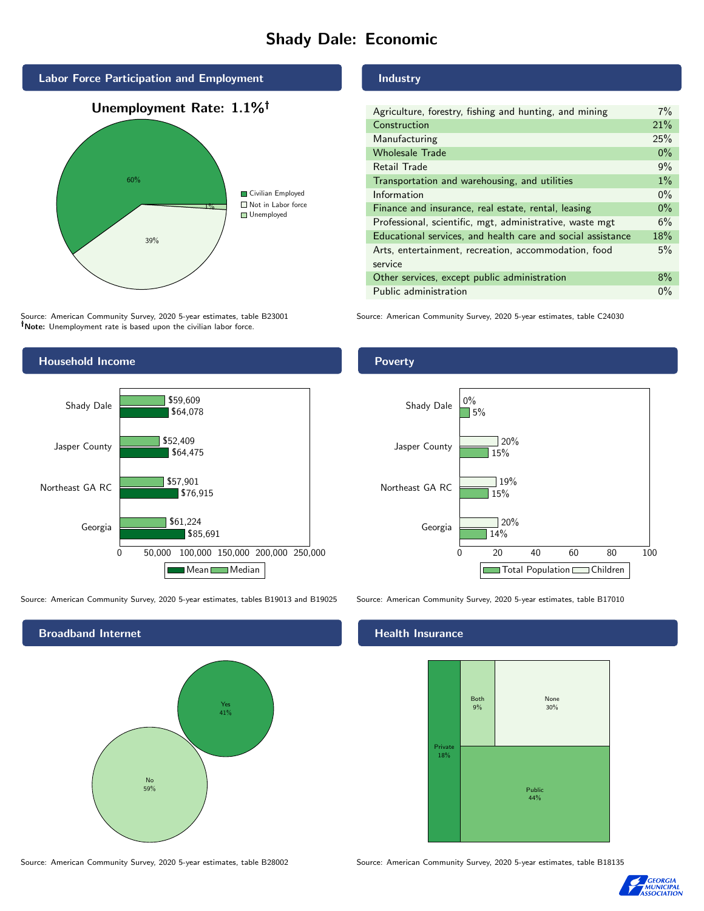# Shady Dale: Economic

## Labor Force Participation and Employment

**Unemployment Rate: 1.1%†**

| Category | Percent |
|---|---|
| Civilian Employed | 60% |
| Not in Labor force | 39% |
| Unemployed | 1% |

Source: American Community Survey, 2020 5-year estimates, table B23001
†**Note:** Unemployment rate is based upon the civilian labor force.

## Industry

| Industry | Percent |
|---|---|
| Agriculture, forestry, fishing and hunting, and mining | 7% |
| Construction | 21% |
| Manufacturing | 25% |
| Wholesale Trade | 0% |
| Retail Trade | 9% |
| Transportation and warehousing, and utilities | 1% |
| Information | 0% |
| Finance and insurance, real estate, rental, leasing | 0% |
| Professional, scientific, mgt, administrative, waste mgt | 6% |
| Educational services, and health care and social assistance | 18% |
| Arts, entertainment, recreation, accommodation, food service | 5% |
| Other services, except public administration | 8% |
| Public administration | 0% |

Source: American Community Survey, 2020 5-year estimates, table C24030

## Household Income

| Area | Median | Mean |
|---|---|---|
| Shady Dale | $59,609 | $64,078 |
| Jasper County | $52,409 | $64,475 |
| Northeast GA RC | $57,901 | $76,915 |
| Georgia | $61,224 | $85,691 |

Source: American Community Survey, 2020 5-year estimates, tables B19013 and B19025

## Poverty

| Area | Children | Total Population |
|---|---|---|
| Shady Dale | 0% | 5% |
| Jasper County | 20% | 15% |
| Northeast GA RC | 19% | 15% |
| Georgia | 20% | 14% |

Source: American Community Survey, 2020 5-year estimates, table B17010

## Broadband Internet

| Response | Percent |
|---|---|
| Yes | 41% |
| No | 59% |

Source: American Community Survey, 2020 5-year estimates, table B28002

## Health Insurance

| Type | Percent |
|---|---|
| Private | 18% |
| Both | 9% |
| None | 30% |
| Public | 44% |

Source: American Community Survey, 2020 5-year estimates, table B18135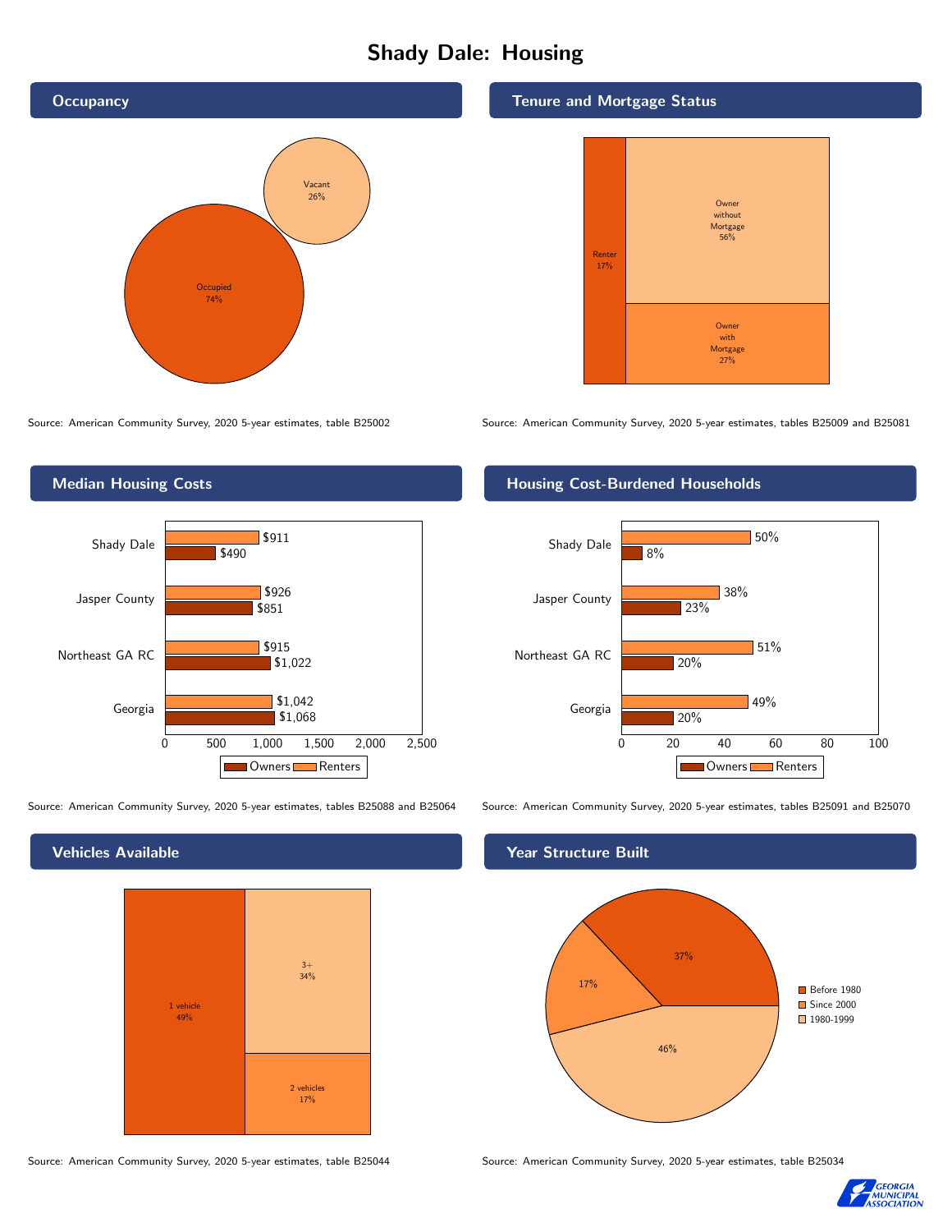# Shady Dale: Housing

## Occupancy

Vacant
26%

Occupied
74%

Source: American Community Survey, 2020 5-year estimates, table B25002

## Tenure and Mortgage Status

Renter
17%

Owner
without
Mortgage
56%

Owner
with
Mortgage
27%

Source: American Community Survey, 2020 5-year estimates, tables B25009 and B25081

## Median Housing Costs

Shady Dale
$911
$490

Jasper County
$926
$851

Northeast GA RC
$915
$1,022

Georgia
$1,042
$1,068

0
500
1,000
1,500
2,000
2,500

Owners Renters

Source: American Community Survey, 2020 5-year estimates, tables B25088 and B25064

## Housing Cost-Burdened Households

Shady Dale
50%
8%

Jasper County
38%
23%

Northeast GA RC
51%
20%

Georgia
49%
20%

0
20
40
60
80
100

Owners Renters

Source: American Community Survey, 2020 5-year estimates, tables B25091 and B25070

## Vehicles Available

1 vehicle
49%

3+
34%

2 vehicles
17%

Source: American Community Survey, 2020 5-year estimates, table B25044

## Year Structure Built

37%

17%

46%

Before 1980
Since 2000
1980-1999

Source: American Community Survey, 2020 5-year estimates, table B25034